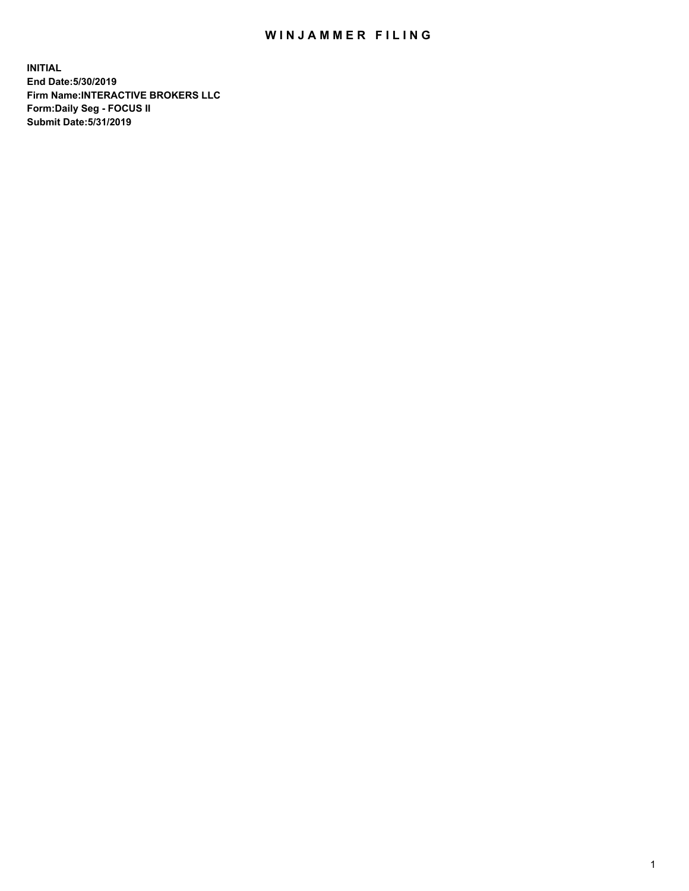# WINJAMMER FILING

**INITIAL**
**End Date:5/30/2019**
**Firm Name:INTERACTIVE BROKERS LLC**
**Form:Daily Seg - FOCUS II**
**Submit Date:5/31/2019**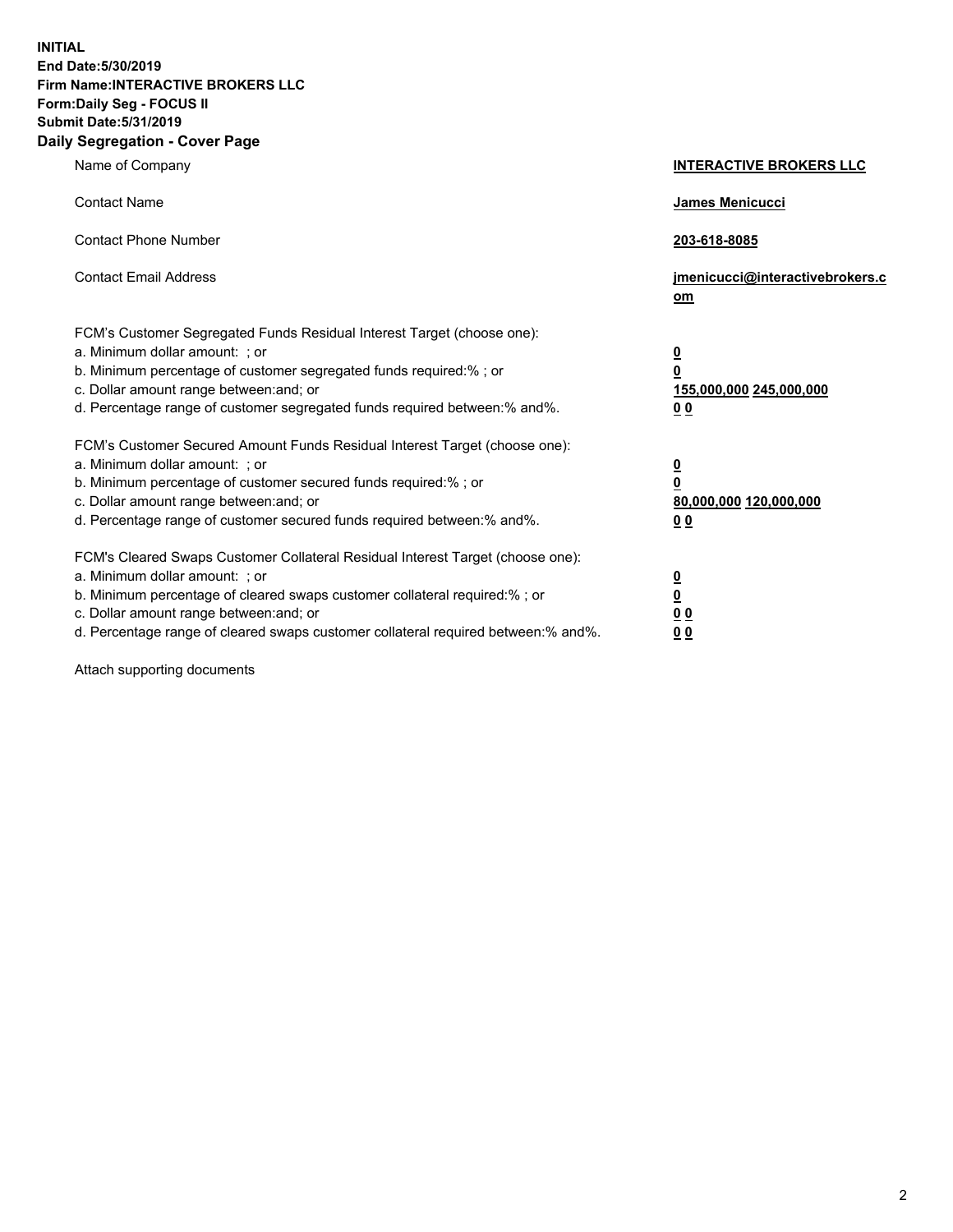**INITIAL**
**End Date:5/30/2019**
**Firm Name:INTERACTIVE BROKERS LLC**
**Form:Daily Seg - FOCUS II**
**Submit Date:5/31/2019**
**Daily Segregation - Cover Page**

| | |
|---|---|
| Name of Company | **INTERACTIVE BROKERS LLC** |
| Contact Name | **James Menicucci** |
| Contact Phone Number | **203-618-8085** |
| Contact Email Address | **jmenicucci@interactivebrokers.com** |

FCM's Customer Segregated Funds Residual Interest Target (choose one):

| | |
|---|---|
| a. Minimum dollar amount: ; or | **0** |
| b. Minimum percentage of customer segregated funds required:% ; or | **0** |
| c. Dollar amount range between:and; or | **155,000,000 245,000,000** |
| d. Percentage range of customer segregated funds required between:% and%. | **0 0** |

FCM's Customer Secured Amount Funds Residual Interest Target (choose one):

| | |
|---|---|
| a. Minimum dollar amount: ; or | **0** |
| b. Minimum percentage of customer secured funds required:% ; or | **0** |
| c. Dollar amount range between:and; or | **80,000,000 120,000,000** |
| d. Percentage range of customer secured funds required between:% and%. | **0 0** |

FCM's Cleared Swaps Customer Collateral Residual Interest Target (choose one):

| | |
|---|---|
| a. Minimum dollar amount: ; or | **0** |
| b. Minimum percentage of cleared swaps customer collateral required:% ; or | **0** |
| c. Dollar amount range between:and; or | **0 0** |
| d. Percentage range of cleared swaps customer collateral required between:% and%. | **0 0** |

Attach supporting documents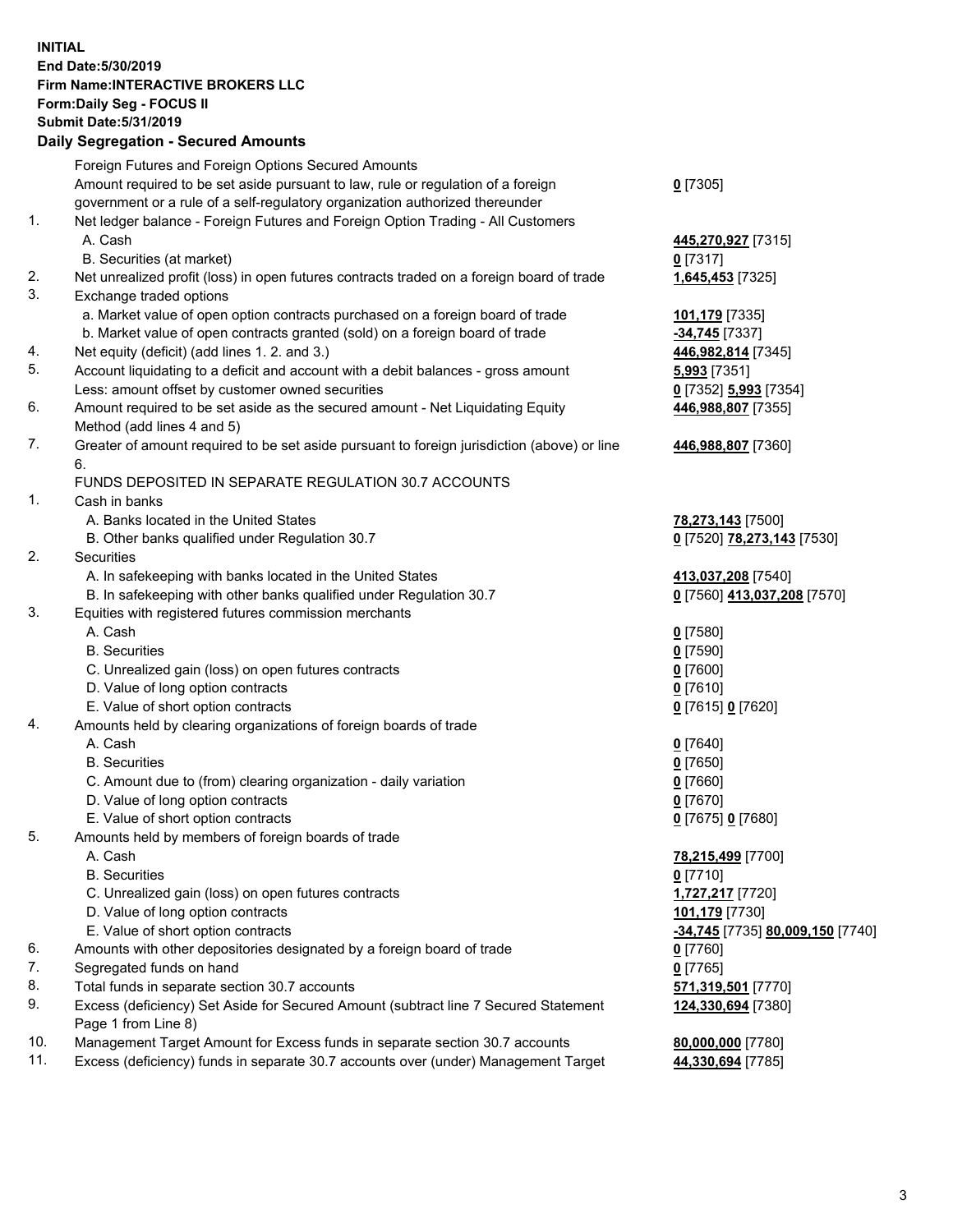**INITIAL**
**End Date:5/30/2019**
**Firm Name:INTERACTIVE BROKERS LLC**
**Form:Daily Seg - FOCUS II**
**Submit Date:5/31/2019**
**Daily Segregation - Secured Amounts**

| | | |
|---|---|---|
| | Foreign Futures and Foreign Options Secured Amounts | |
| | Amount required to be set aside pursuant to law, rule or regulation of a foreign government or a rule of a self-regulatory organization authorized thereunder | **0** [7305] |
| 1. | Net ledger balance - Foreign Futures and Foreign Option Trading - All Customers | |
| | A. Cash | **445,270,927** [7315] |
| | B. Securities (at market) | **0** [7317] |
| 2. | Net unrealized profit (loss) in open futures contracts traded on a foreign board of trade | **1,645,453** [7325] |
| 3. | Exchange traded options | |
| | a. Market value of open option contracts purchased on a foreign board of trade | **101,179** [7335] |
| | b. Market value of open contracts granted (sold) on a foreign board of trade | **-34,745** [7337] |
| 4. | Net equity (deficit) (add lines 1. 2. and 3.) | **446,982,814** [7345] |
| 5. | Account liquidating to a deficit and account with a debit balances - gross amount | **5,993** [7351] |
| | Less: amount offset by customer owned securities | **0** [7352] **5,993** [7354] |
| 6. | Amount required to be set aside as the secured amount - Net Liquidating Equity Method (add lines 4 and 5) | **446,988,807** [7355] |
| 7. | Greater of amount required to be set aside pursuant to foreign jurisdiction (above) or line 6. | **446,988,807** [7360] |
| | FUNDS DEPOSITED IN SEPARATE REGULATION 30.7 ACCOUNTS | |
| 1. | Cash in banks | |
| | A. Banks located in the United States | **78,273,143** [7500] |
| | B. Other banks qualified under Regulation 30.7 | **0** [7520] **78,273,143** [7530] |
| 2. | Securities | |
| | A. In safekeeping with banks located in the United States | **413,037,208** [7540] |
| | B. In safekeeping with other banks qualified under Regulation 30.7 | **0** [7560] **413,037,208** [7570] |
| 3. | Equities with registered futures commission merchants | |
| | A. Cash | **0** [7580] |
| | B. Securities | **0** [7590] |
| | C. Unrealized gain (loss) on open futures contracts | **0** [7600] |
| | D. Value of long option contracts | **0** [7610] |
| | E. Value of short option contracts | **0** [7615] **0** [7620] |
| 4. | Amounts held by clearing organizations of foreign boards of trade | |
| | A. Cash | **0** [7640] |
| | B. Securities | **0** [7650] |
| | C. Amount due to (from) clearing organization - daily variation | **0** [7660] |
| | D. Value of long option contracts | **0** [7670] |
| | E. Value of short option contracts | **0** [7675] **0** [7680] |
| 5. | Amounts held by members of foreign boards of trade | |
| | A. Cash | **78,215,499** [7700] |
| | B. Securities | **0** [7710] |
| | C. Unrealized gain (loss) on open futures contracts | **1,727,217** [7720] |
| | D. Value of long option contracts | **101,179** [7730] |
| | E. Value of short option contracts | **-34,745** [7735] **80,009,150** [7740] |
| 6. | Amounts with other depositories designated by a foreign board of trade | **0** [7760] |
| 7. | Segregated funds on hand | **0** [7765] |
| 8. | Total funds in separate section 30.7 accounts | **571,319,501** [7770] |
| 9. | Excess (deficiency) Set Aside for Secured Amount (subtract line 7 Secured Statement Page 1 from Line 8) | **124,330,694** [7380] |
| 10. | Management Target Amount for Excess funds in separate section 30.7 accounts | **80,000,000** [7780] |
| 11. | Excess (deficiency) funds in separate 30.7 accounts over (under) Management Target | **44,330,694** [7785] |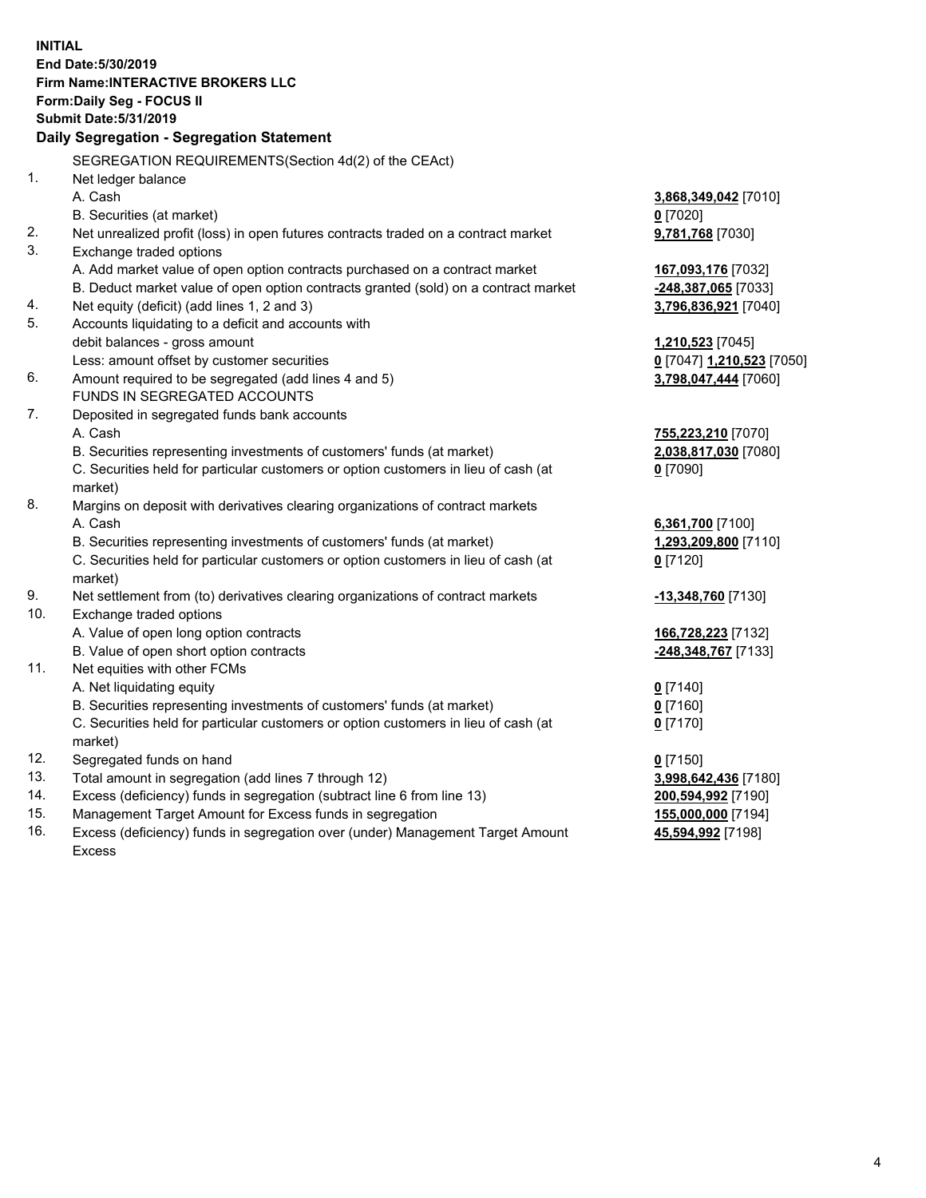**INITIAL**
**End Date:5/30/2019**
**Firm Name:INTERACTIVE BROKERS LLC**
**Form:Daily Seg - FOCUS II**
**Submit Date:5/31/2019**

**Daily Segregation - Segregation Statement**

SEGREGATION REQUIREMENTS(Section 4d(2) of the CEAct)

| | | |
|---|---|---|
| 1. | Net ledger balance | |
| | A. Cash | **3,868,349,042** [7010] |
| | B. Securities (at market) | **0** [7020] |
| 2. | Net unrealized profit (loss) in open futures contracts traded on a contract market | **9,781,768** [7030] |
| 3. | Exchange traded options | |
| | A. Add market value of open option contracts purchased on a contract market | **167,093,176** [7032] |
| | B. Deduct market value of open option contracts granted (sold) on a contract market | **-248,387,065** [7033] |
| 4. | Net equity (deficit) (add lines 1, 2 and 3) | **3,796,836,921** [7040] |
| 5. | Accounts liquidating to a deficit and accounts with | |
| | debit balances - gross amount | **1,210,523** [7045] |
| | Less: amount offset by customer securities | **0** [7047] **1,210,523** [7050] |
| 6. | Amount required to be segregated (add lines 4 and 5) | **3,798,047,444** [7060] |
| | FUNDS IN SEGREGATED ACCOUNTS | |
| 7. | Deposited in segregated funds bank accounts | |
| | A. Cash | **755,223,210** [7070] |
| | B. Securities representing investments of customers' funds (at market) | **2,038,817,030** [7080] |
| | C. Securities held for particular customers or option customers in lieu of cash (at market) | **0** [7090] |
| 8. | Margins on deposit with derivatives clearing organizations of contract markets | |
| | A. Cash | **6,361,700** [7100] |
| | B. Securities representing investments of customers' funds (at market) | **1,293,209,800** [7110] |
| | C. Securities held for particular customers or option customers in lieu of cash (at market) | **0** [7120] |
| 9. | Net settlement from (to) derivatives clearing organizations of contract markets | **-13,348,760** [7130] |
| 10. | Exchange traded options | |
| | A. Value of open long option contracts | **166,728,223** [7132] |
| | B. Value of open short option contracts | **-248,348,767** [7133] |
| 11. | Net equities with other FCMs | |
| | A. Net liquidating equity | **0** [7140] |
| | B. Securities representing investments of customers' funds (at market) | **0** [7160] |
| | C. Securities held for particular customers or option customers in lieu of cash (at market) | **0** [7170] |
| 12. | Segregated funds on hand | **0** [7150] |
| 13. | Total amount in segregation (add lines 7 through 12) | **3,998,642,436** [7180] |
| 14. | Excess (deficiency) funds in segregation (subtract line 6 from line 13) | **200,594,992** [7190] |
| 15. | Management Target Amount for Excess funds in segregation | **155,000,000** [7194] |
| 16. | Excess (deficiency) funds in segregation over (under) Management Target Amount Excess | **45,594,992** [7198] |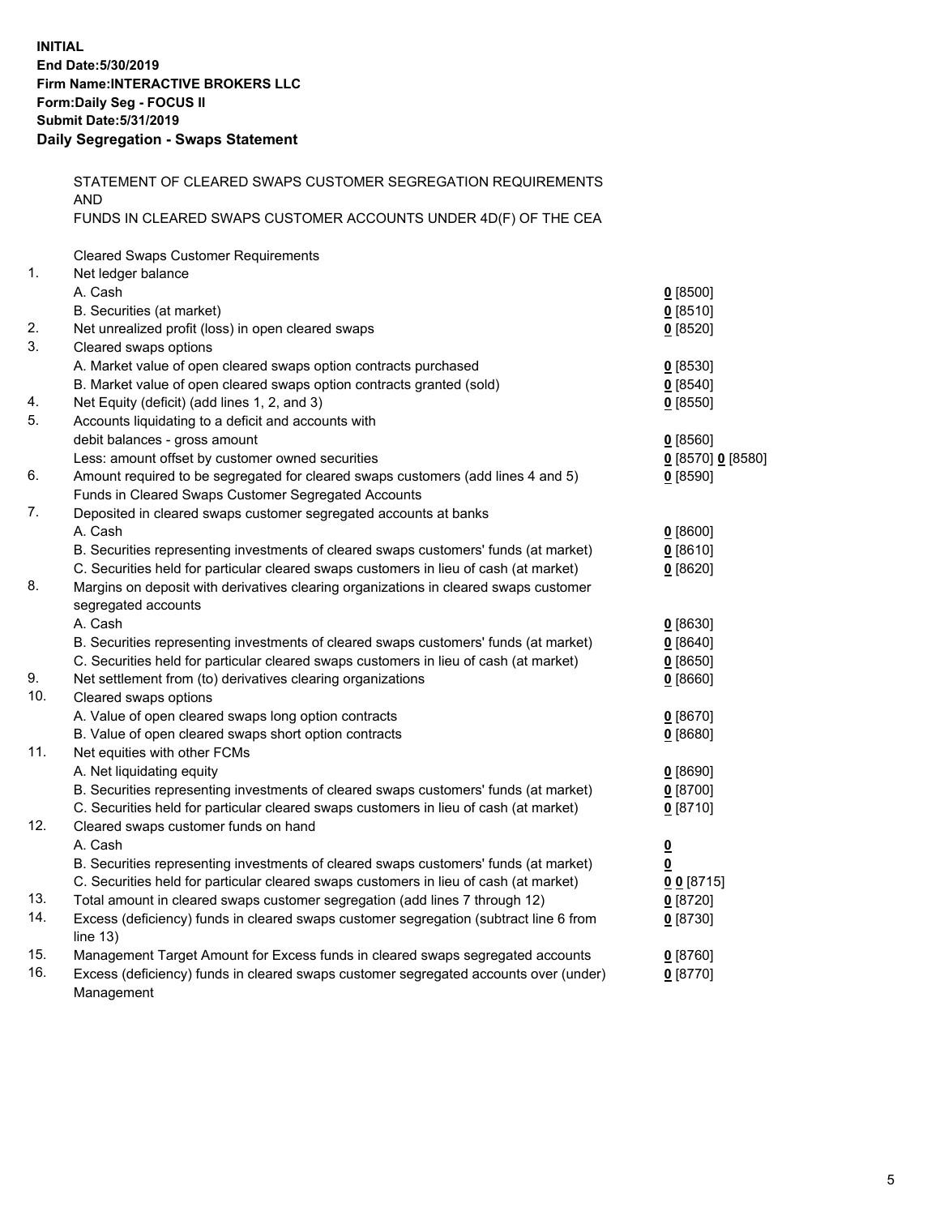**INITIAL**
**End Date:5/30/2019**
**Firm Name:INTERACTIVE BROKERS LLC**
**Form:Daily Seg - FOCUS II**
**Submit Date:5/31/2019**
**Daily Segregation - Swaps Statement**

STATEMENT OF CLEARED SWAPS CUSTOMER SEGREGATION REQUIREMENTS AND FUNDS IN CLEARED SWAPS CUSTOMER ACCOUNTS UNDER 4D(F) OF THE CEA

| | | |
|---|---|---|
| | Cleared Swaps Customer Requirements | |
| 1. | Net ledger balance | |
| | A. Cash | 0 [8500] |
| | B. Securities (at market) | 0 [8510] |
| 2. | Net unrealized profit (loss) in open cleared swaps | 0 [8520] |
| 3. | Cleared swaps options | |
| | A. Market value of open cleared swaps option contracts purchased | 0 [8530] |
| | B. Market value of open cleared swaps option contracts granted (sold) | 0 [8540] |
| 4. | Net Equity (deficit) (add lines 1, 2, and 3) | 0 [8550] |
| 5. | Accounts liquidating to a deficit and accounts with debit balances - gross amount | 0 [8560] |
| | Less: amount offset by customer owned securities | 0 [8570] 0 [8580] |
| 6. | Amount required to be segregated for cleared swaps customers (add lines 4 and 5) | 0 [8590] |
| | Funds in Cleared Swaps Customer Segregated Accounts | |
| 7. | Deposited in cleared swaps customer segregated accounts at banks | |
| | A. Cash | 0 [8600] |
| | B. Securities representing investments of cleared swaps customers' funds (at market) | 0 [8610] |
| | C. Securities held for particular cleared swaps customers in lieu of cash (at market) | 0 [8620] |
| 8. | Margins on deposit with derivatives clearing organizations in cleared swaps customer segregated accounts | |
| | A. Cash | 0 [8630] |
| | B. Securities representing investments of cleared swaps customers' funds (at market) | 0 [8640] |
| | C. Securities held for particular cleared swaps customers in lieu of cash (at market) | 0 [8650] |
| 9. | Net settlement from (to) derivatives clearing organizations | 0 [8660] |
| 10. | Cleared swaps options | |
| | A. Value of open cleared swaps long option contracts | 0 [8670] |
| | B. Value of open cleared swaps short option contracts | 0 [8680] |
| 11. | Net equities with other FCMs | |
| | A. Net liquidating equity | 0 [8690] |
| | B. Securities representing investments of cleared swaps customers' funds (at market) | 0 [8700] |
| | C. Securities held for particular cleared swaps customers in lieu of cash (at market) | 0 [8710] |
| 12. | Cleared swaps customer funds on hand | |
| | A. Cash | 0 |
| | B. Securities representing investments of cleared swaps customers' funds (at market) | 0 |
| | C. Securities held for particular cleared swaps customers in lieu of cash (at market) | 0 0 [8715] |
| 13. | Total amount in cleared swaps customer segregation (add lines 7 through 12) | 0 [8720] |
| 14. | Excess (deficiency) funds in cleared swaps customer segregation (subtract line 6 from line 13) | 0 [8730] |
| 15. | Management Target Amount for Excess funds in cleared swaps segregated accounts | 0 [8760] |
| 16. | Excess (deficiency) funds in cleared swaps customer segregated accounts over (under) Management | 0 [8770] |